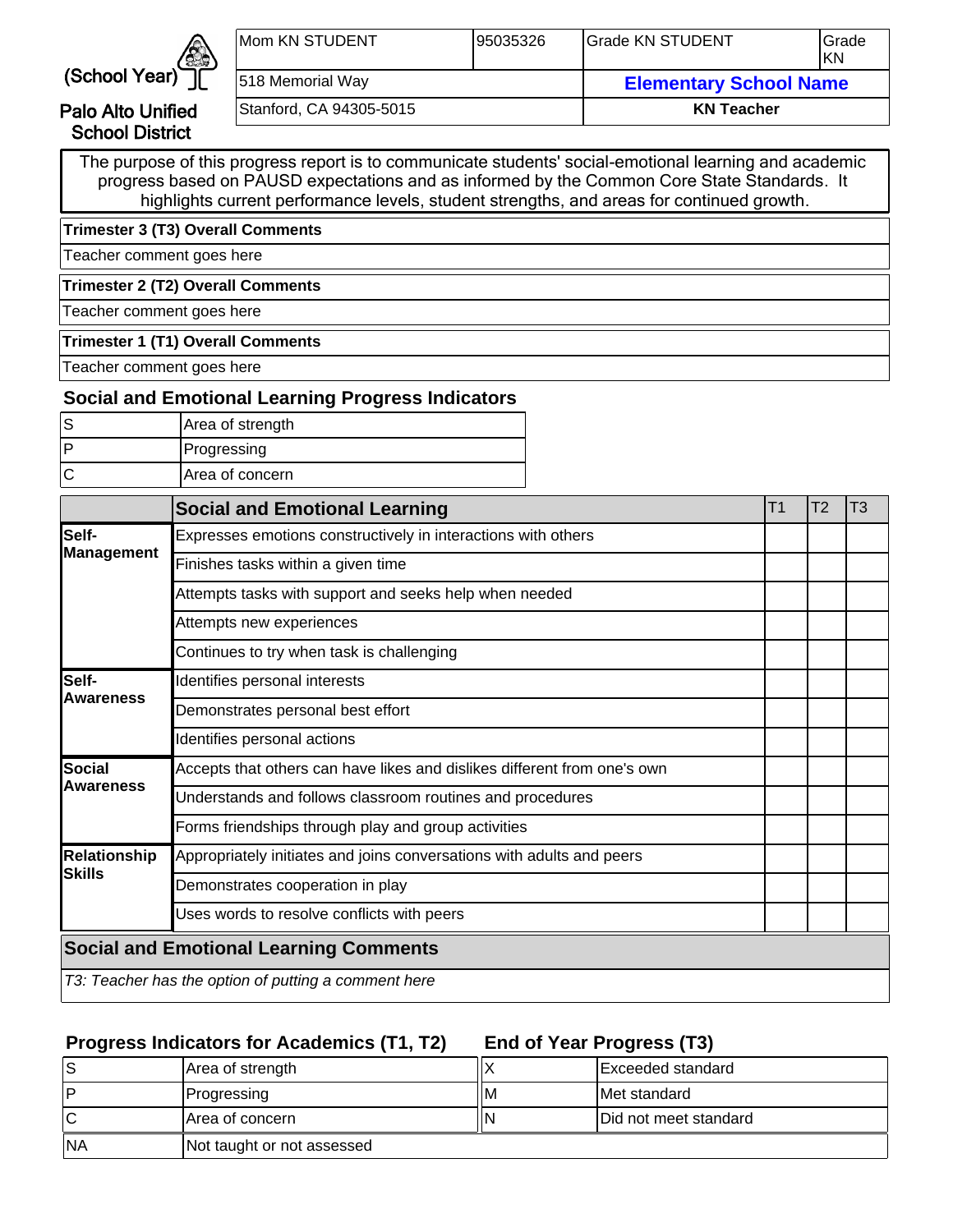(School Year)

Palo Alto Unified School District

| Mom KN STUDENT | 95035326 | Grade KN STUDENT | Grade KN |
|---|---|---|---|
| 518 Memorial Way | | **Elementary School Name** | |
| Stanford, CA 94305-5015 | | **KN Teacher** | |

The purpose of this progress report is to communicate students' social-emotional learning and academic progress based on PAUSD expectations and as informed by the Common Core State Standards. It highlights current performance levels, student strengths, and areas for continued growth.

**Trimester 3 (T3) Overall Comments**

Teacher comment goes here

**Trimester 2 (T2) Overall Comments**

Teacher comment goes here

**Trimester 1 (T1) Overall Comments**

Teacher comment goes here

### Social and Emotional Learning Progress Indicators

| | |
|---|---|
| S | Area of strength |
| P | Progressing |
| C | Area of concern |

| | **Social and Emotional Learning** | T1 | T2 | T3 |
|---|---|---|---|---|
| **Self-Management** | Expresses emotions constructively in interactions with others | | | |
| | Finishes tasks within a given time | | | |
| | Attempts tasks with support and seeks help when needed | | | |
| | Attempts new experiences | | | |
| | Continues to try when task is challenging | | | |
| **Self-Awareness** | Identifies personal interests | | | |
| | Demonstrates personal best effort | | | |
| | Identifies personal actions | | | |
| **Social Awareness** | Accepts that others can have likes and dislikes different from one's own | | | |
| | Understands and follows classroom routines and procedures | | | |
| | Forms friendships through play and group activities | | | |
| **Relationship Skills** | Appropriately initiates and joins conversations with adults and peers | | | |
| | Demonstrates cooperation in play | | | |
| | Uses words to resolve conflicts with peers | | | |

### Social and Emotional Learning Comments

*T3: Teacher has the option of putting a comment here*

### Progress Indicators for Academics (T1, T2)

| | |
|---|---|
| S | Area of strength |
| P | Progressing |
| C | Area of concern |
| NA | Not taught or not assessed |

### End of Year Progress (T3)

| | |
|---|---|
| X | Exceeded standard |
| M | Met standard |
| N | Did not meet standard |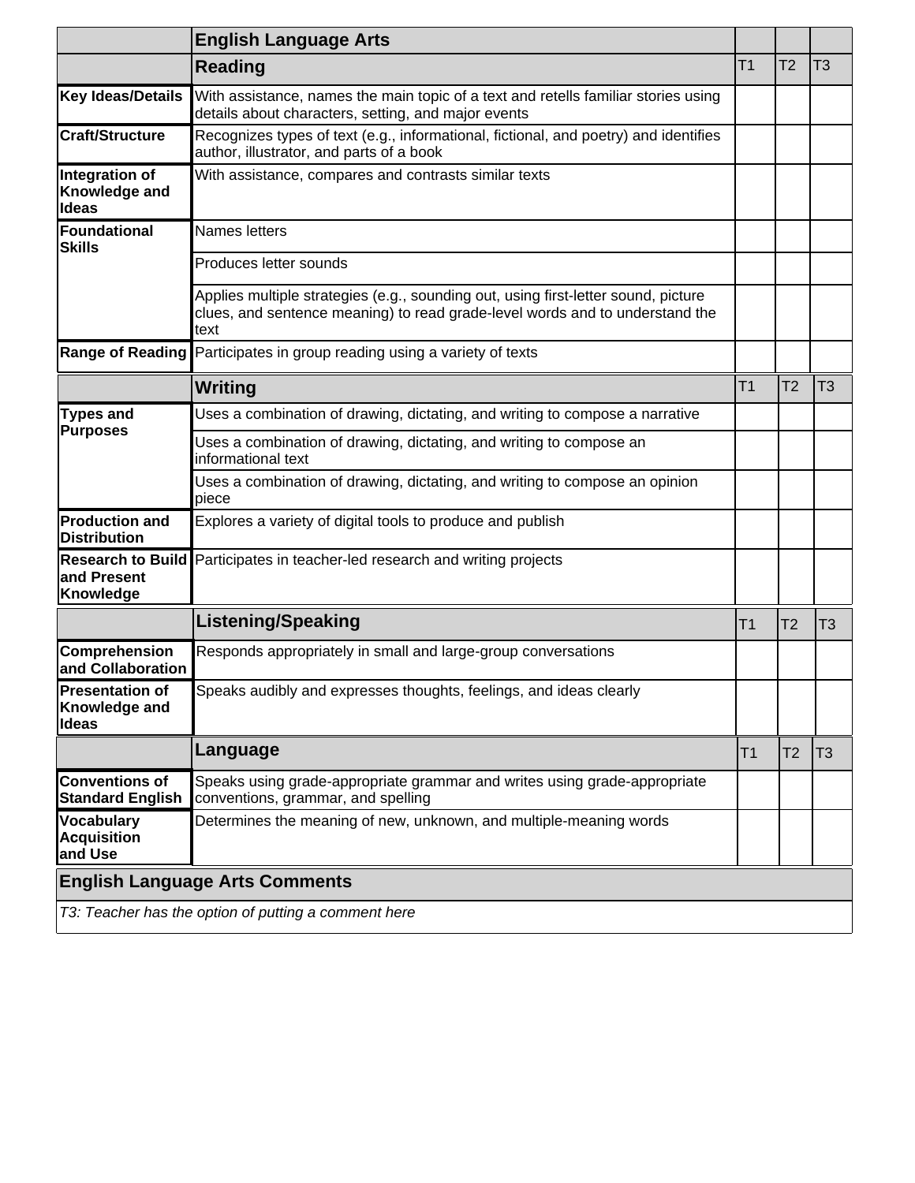| | English Language Arts | | | |
|---|---|---|---|---|
| | **Reading** | T1 | T2 | T3 |
| **Key Ideas/Details** | With assistance, names the main topic of a text and retells familiar stories using details about characters, setting, and major events | | | |
| **Craft/Structure** | Recognizes types of text (e.g., informational, fictional, and poetry) and identifies author, illustrator, and parts of a book | | | |
| **Integration of Knowledge and Ideas** | With assistance, compares and contrasts similar texts | | | |
| **Foundational Skills** | Names letters | | | |
| | Produces letter sounds | | | |
| | Applies multiple strategies (e.g., sounding out, using first-letter sound, picture clues, and sentence meaning) to read grade-level words and to understand the text | | | |
| **Range of Reading** | Participates in group reading using a variety of texts | | | |
| | **Writing** | T1 | T2 | T3 |
| **Types and Purposes** | Uses a combination of drawing, dictating, and writing to compose a narrative | | | |
| | Uses a combination of drawing, dictating, and writing to compose an informational text | | | |
| | Uses a combination of drawing, dictating, and writing to compose an opinion piece | | | |
| **Production and Distribution** | Explores a variety of digital tools to produce and publish | | | |
| **Research to Build and Present Knowledge** | Participates in teacher-led research and writing projects | | | |
| | **Listening/Speaking** | T1 | T2 | T3 |
| **Comprehension and Collaboration** | Responds appropriately in small and large-group conversations | | | |
| **Presentation of Knowledge and Ideas** | Speaks audibly and expresses thoughts, feelings, and ideas clearly | | | |
| | **Language** | T1 | T2 | T3 |
| **Conventions of Standard English** | Speaks using grade-appropriate grammar and writes using grade-appropriate conventions, grammar, and spelling | | | |
| **Vocabulary Acquisition and Use** | Determines the meaning of new, unknown, and multiple-meaning words | | | |

**English Language Arts Comments**

*T3: Teacher has the option of putting a comment here*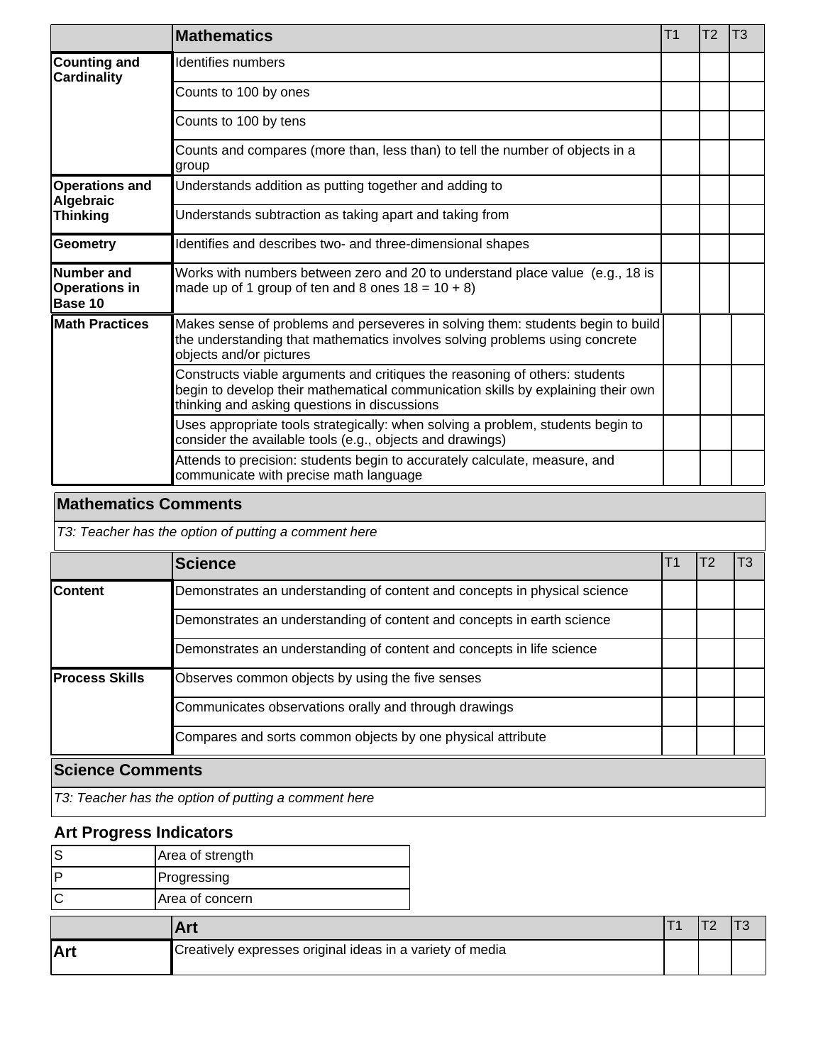| | Mathematics | T1 | T2 | T3 |
|---|---|---|---|---|
| **Counting and Cardinality** | Identifies numbers | | | |
| | Counts to 100 by ones | | | |
| | Counts to 100 by tens | | | |
| | Counts and compares (more than, less than) to tell the number of objects in a group | | | |
| **Operations and Algebraic Thinking** | Understands addition as putting together and adding to | | | |
| | Understands subtraction as taking apart and taking from | | | |
| **Geometry** | Identifies and describes two- and three-dimensional shapes | | | |
| **Number and Operations in Base 10** | Works with numbers between zero and 20 to understand place value (e.g., 18 is made up of 1 group of ten and 8 ones 18 = 10 + 8) | | | |
| **Math Practices** | Makes sense of problems and perseveres in solving them: students begin to build the understanding that mathematics involves solving problems using concrete objects and/or pictures | | | |
| | Constructs viable arguments and critiques the reasoning of others: students begin to develop their mathematical communication skills by explaining their own thinking and asking questions in discussions | | | |
| | Uses appropriate tools strategically: when solving a problem, students begin to consider the available tools (e.g., objects and drawings) | | | |
| | Attends to precision: students begin to accurately calculate, measure, and communicate with precise math language | | | |

### Mathematics Comments

*T3: Teacher has the option of putting a comment here*

| | Science | T1 | T2 | T3 |
|---|---|---|---|---|
| **Content** | Demonstrates an understanding of content and concepts in physical science | | | |
| | Demonstrates an understanding of content and concepts in earth science | | | |
| | Demonstrates an understanding of content and concepts in life science | | | |
| **Process Skills** | Observes common objects by using the five senses | | | |
| | Communicates observations orally and through drawings | | | |
| | Compares and sorts common objects by one physical attribute | | | |

### Science Comments

*T3: Teacher has the option of putting a comment here*

### Art Progress Indicators

| | |
|---|---|
| S | Area of strength |
| P | Progressing |
| C | Area of concern |

| | Art | T1 | T2 | T3 |
|---|---|---|---|---|
| **Art** | Creatively expresses original ideas in a variety of media | | | |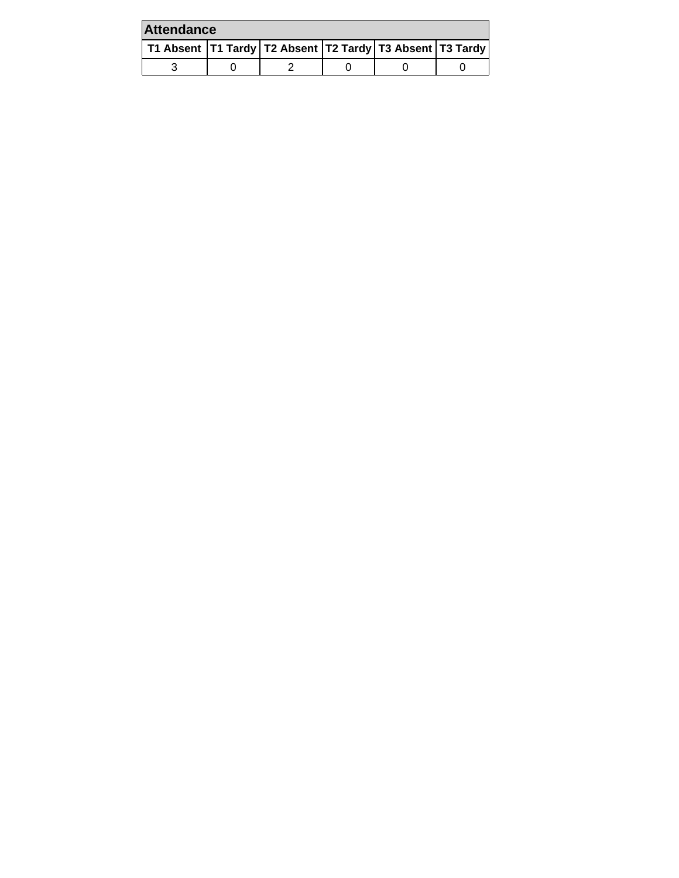| Attendance | | | | | |
|---|---|---|---|---|---|
| **T1 Absent** | **T1 Tardy** | **T2 Absent** | **T2 Tardy** | **T3 Absent** | **T3 Tardy** |
| 3 | 0 | 2 | 0 | 0 | 0 |